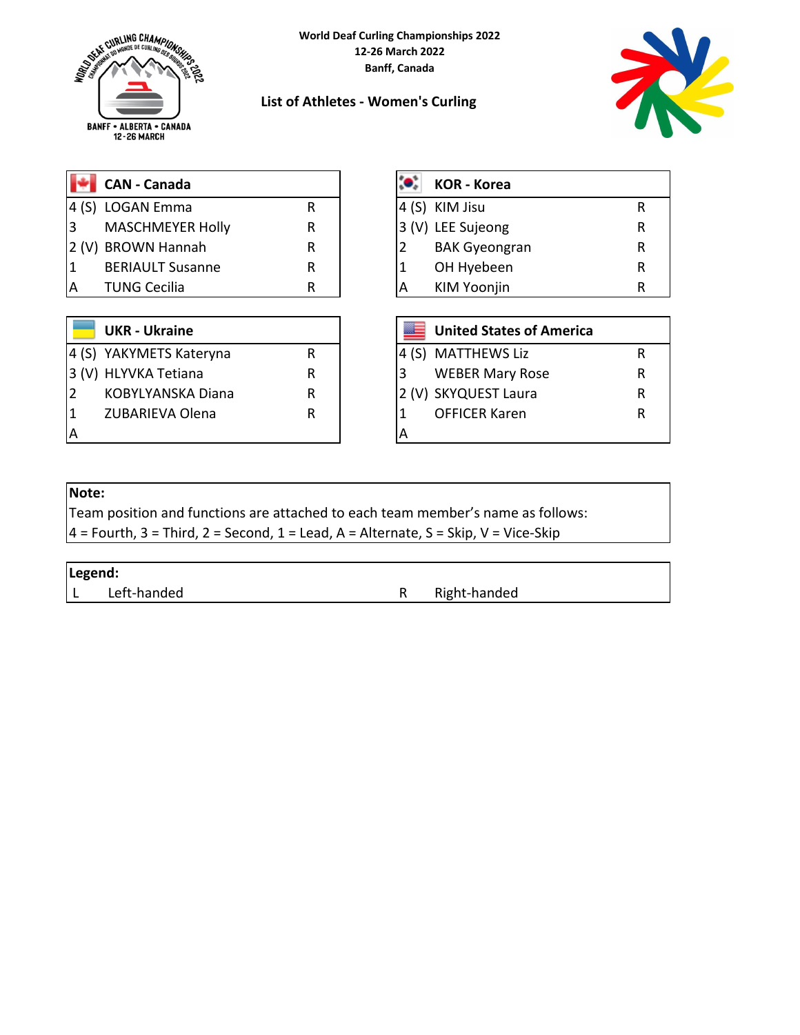World Deaf Curling Championships 2022
12-26 March 2022
Banff, Canada

## List of Athletes - Women's Curling

| CAN - Canada | | |
|---|---|---|
| 4 (S) | LOGAN Emma | R |
| 3 | MASCHMEYER Holly | R |
| 2 (V) | BROWN Hannah | R |
| 1 | BERIAULT Susanne | R |
| A | TUNG Cecilia | R |

| KOR - Korea | | |
|---|---|---|
| 4 (S) | KIM Jisu | R |
| 3 (V) | LEE Sujeong | R |
| 2 | BAK Gyeongran | R |
| 1 | OH Hyebeen | R |
| A | KIM Yoonjin | R |

| UKR - Ukraine | | |
|---|---|---|
| 4 (S) | YAKYMETS Kateryna | R |
| 3 (V) | HLYVKA Tetiana | R |
| 2 | KOBYLYANSKA Diana | R |
| 1 | ZUBARIEVA Olena | R |
| A | | |

| United States of America | | |
|---|---|---|
| 4 (S) | MATTHEWS Liz | R |
| 3 | WEBER Mary Rose | R |
| 2 (V) | SKYQUEST Laura | R |
| 1 | OFFICER Karen | R |
| A | | |

**Note:**
Team position and functions are attached to each team member's name as follows:
4 = Fourth, 3 = Third, 2 = Second, 1 = Lead, A = Alternate, S = Skip, V = Vice-Skip

**Legend:**

| | | | |
|---|---|---|---|
| L | Left-handed | R | Right-handed |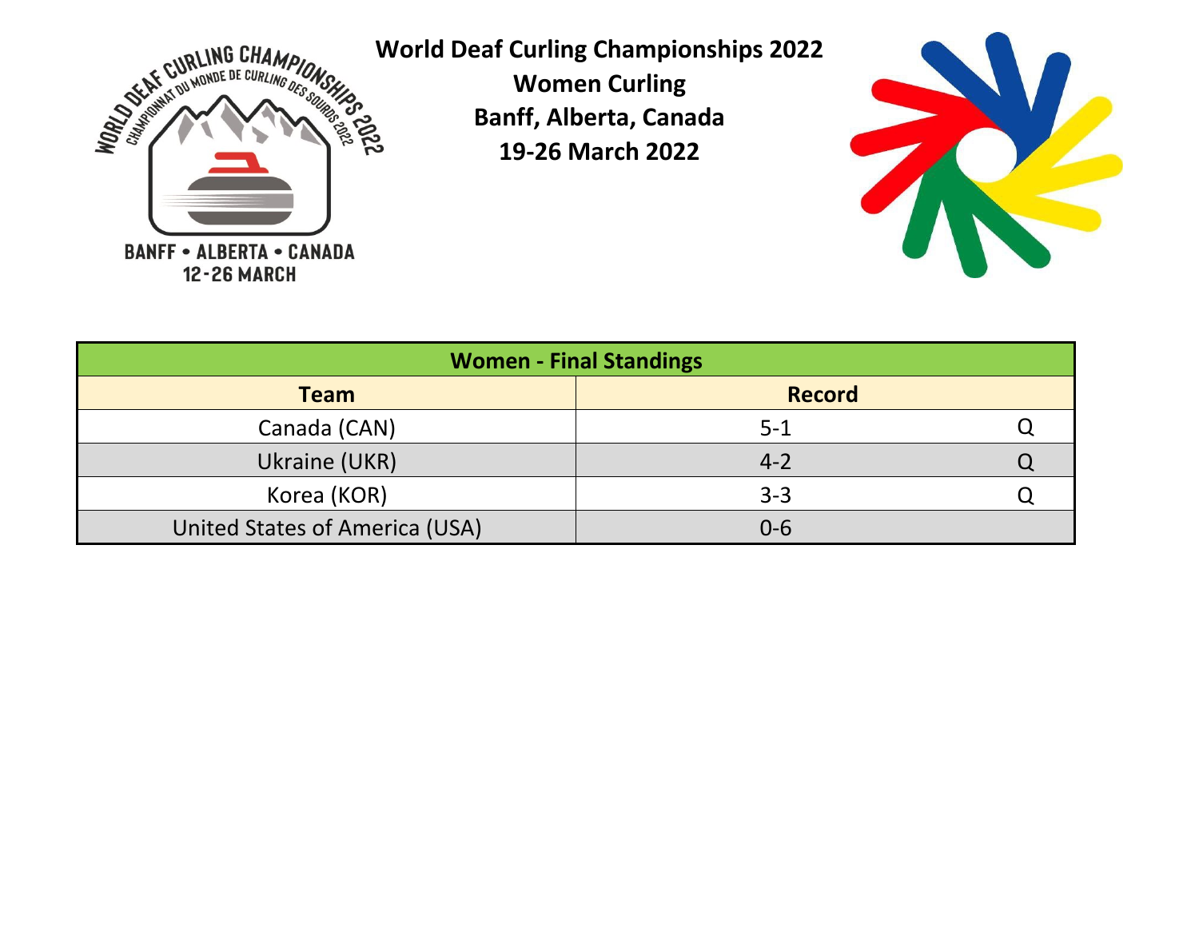# World Deaf Curling Championships 2022

**Women Curling**

**Banff, Alberta, Canada**

**19-26 March 2022**

| Women - Final Standings | | |
|---|---|---|
| **Team** | **Record** | |
| Canada (CAN) | 5-1 | Q |
| Ukraine (UKR) | 4-2 | Q |
| Korea (KOR) | 3-3 | Q |
| United States of America (USA) | 0-6 | |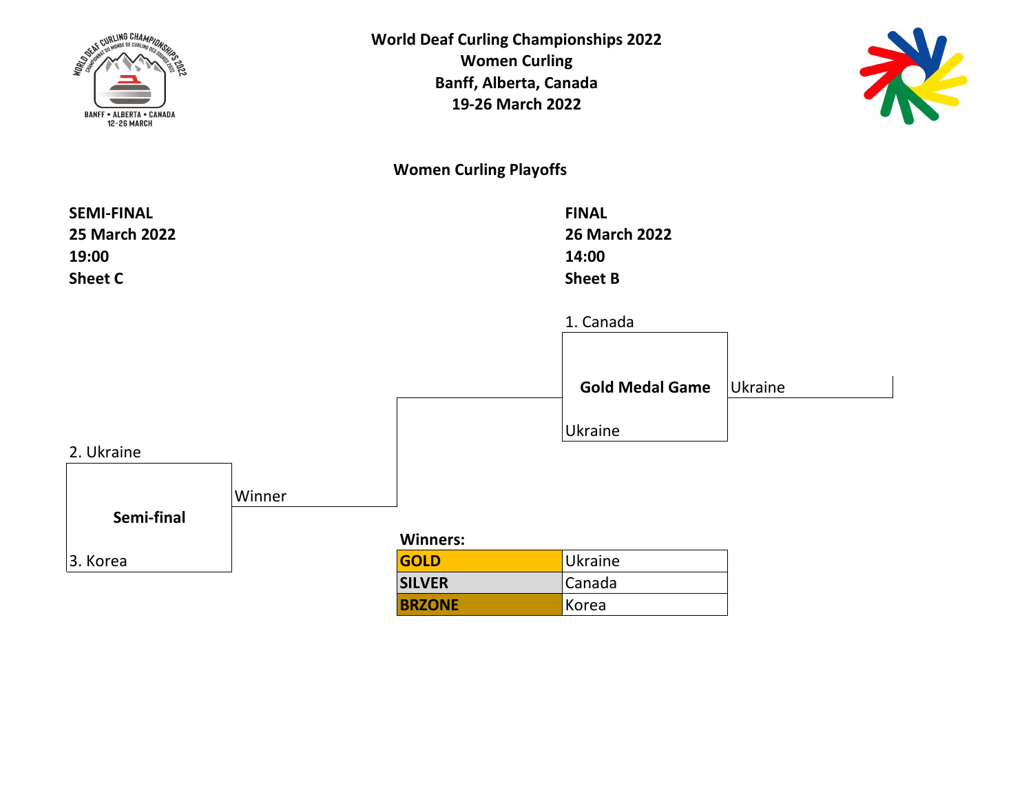**World Deaf Curling Championships 2022**
**Women Curling**
**Banff, Alberta, Canada**
**19-26 March 2022**

## Women Curling Playoffs

**SEMI-FINAL**
**25 March 2022**
**19:00**
**Sheet C**

2. Ukraine

**Semi-final**

3. Korea

Winner

**FINAL**
**26 March 2022**
**14:00**
**Sheet B**

1. Canada

**Gold Medal Game**

Ukraine

Ukraine

**Winners:**

| | |
|---|---|
| **GOLD** | Ukraine |
| **SILVER** | Canada |
| **BRZONE** | Korea |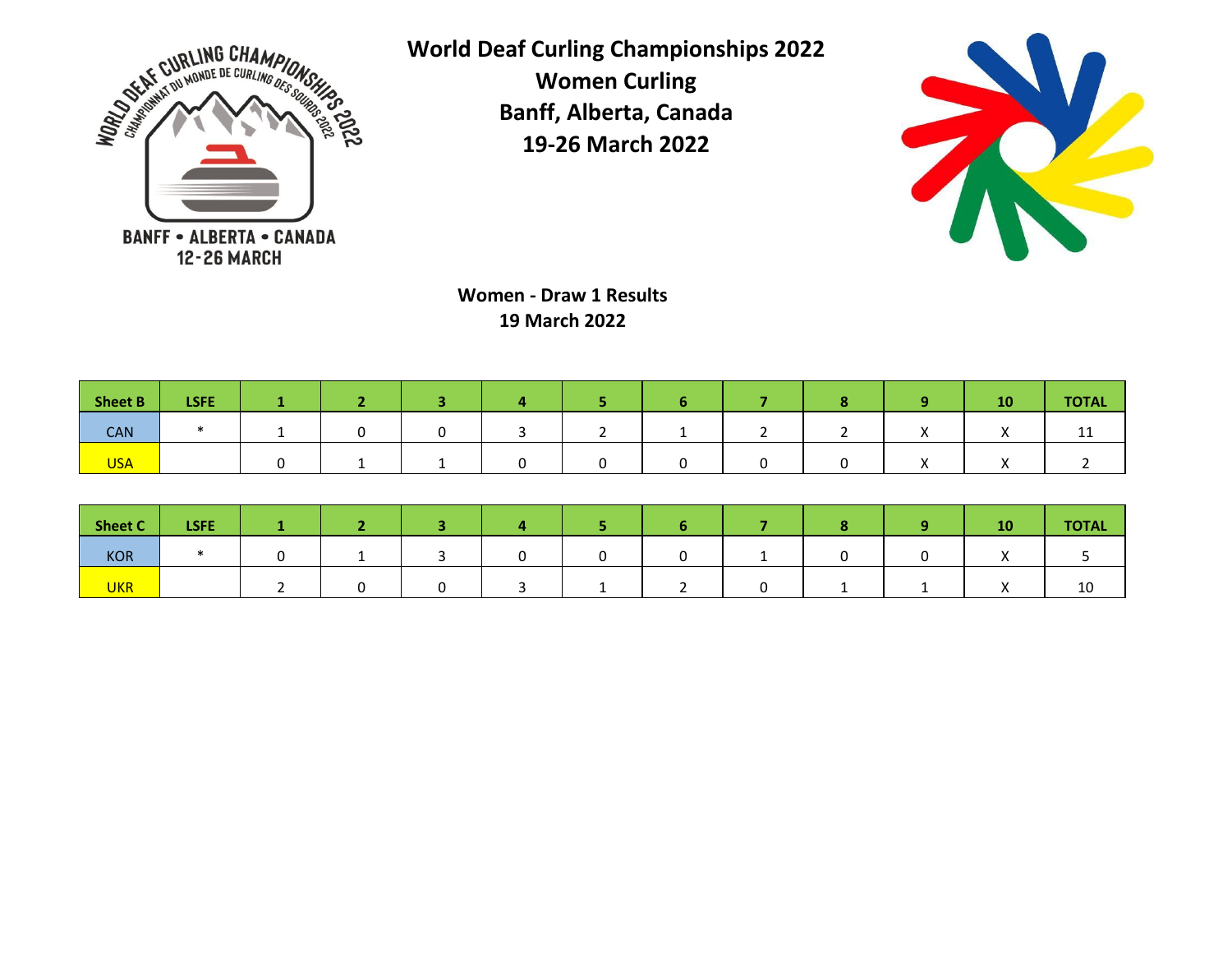# World Deaf Curling Championships 2022

## Women Curling

## Banff, Alberta, Canada

## 19-26 March 2022

### Women - Draw 1 Results

### 19 March 2022

| Sheet B | LSFE | 1 | 2 | 3 | 4 | 5 | 6 | 7 | 8 | 9 | 10 | TOTAL |
|---|---|---|---|---|---|---|---|---|---|---|---|---|
| CAN | * | 1 | 0 | 0 | 3 | 2 | 1 | 2 | 2 | X | X | 11 |
| USA | | 0 | 1 | 1 | 0 | 0 | 0 | 0 | 0 | X | X | 2 |

| Sheet C | LSFE | 1 | 2 | 3 | 4 | 5 | 6 | 7 | 8 | 9 | 10 | TOTAL |
|---|---|---|---|---|---|---|---|---|---|---|---|---|
| KOR | * | 0 | 1 | 3 | 0 | 0 | 0 | 1 | 0 | 0 | X | 5 |
| UKR | | 2 | 0 | 0 | 3 | 1 | 2 | 0 | 1 | 1 | X | 10 |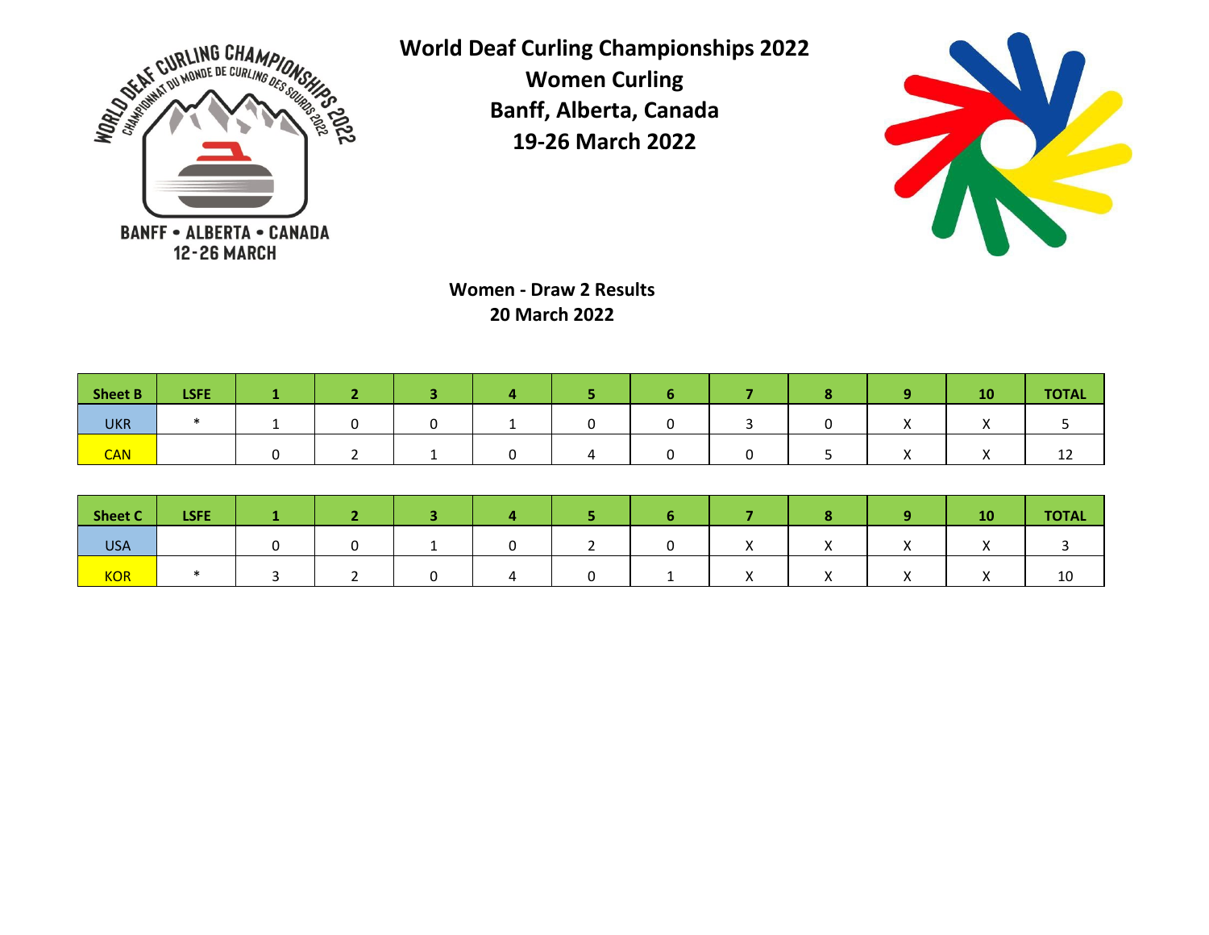# World Deaf Curling Championships 2022

## Women Curling

## Banff, Alberta, Canada

## 19-26 March 2022

### Women - Draw 2 Results

### 20 March 2022

| Sheet B | LSFE | 1 | 2 | 3 | 4 | 5 | 6 | 7 | 8 | 9 | 10 | TOTAL |
|---|---|---|---|---|---|---|---|---|---|---|---|---|
| UKR | * | 1 | 0 | 0 | 1 | 0 | 0 | 3 | 0 | X | X | 5 |
| CAN | | 0 | 2 | 1 | 0 | 4 | 0 | 0 | 5 | X | X | 12 |

| Sheet C | LSFE | 1 | 2 | 3 | 4 | 5 | 6 | 7 | 8 | 9 | 10 | TOTAL |
|---|---|---|---|---|---|---|---|---|---|---|---|---|
| USA | | 0 | 0 | 1 | 0 | 2 | 0 | X | X | X | X | 3 |
| KOR | * | 3 | 2 | 0 | 4 | 0 | 1 | X | X | X | X | 10 |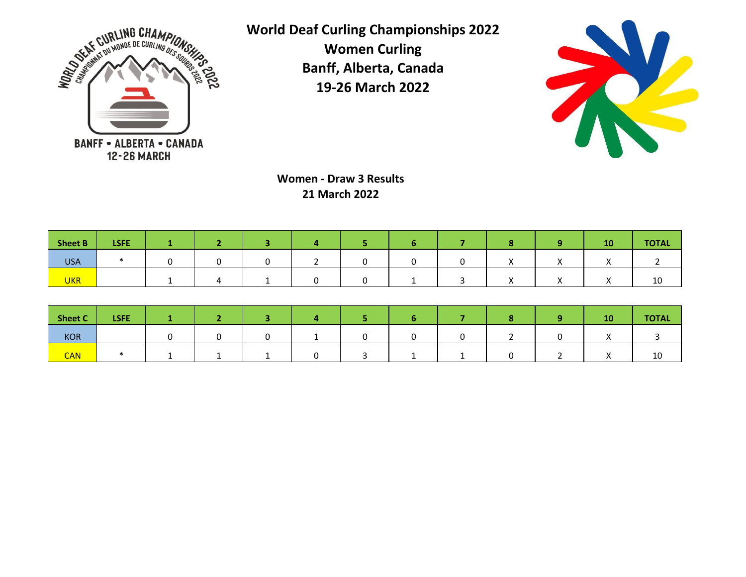**World Deaf Curling Championships 2022**
**Women Curling**
**Banff, Alberta, Canada**
**19-26 March 2022**

## Women - Draw 3 Results
### 21 March 2022

| Sheet B | LSFE | 1 | 2 | 3 | 4 | 5 | 6 | 7 | 8 | 9 | 10 | TOTAL |
|---|---|---|---|---|---|---|---|---|---|---|---|---|
| USA | * | 0 | 0 | 0 | 2 | 0 | 0 | 0 | X | X | X | 2 |
| UKR | | 1 | 4 | 1 | 0 | 0 | 1 | 3 | X | X | X | 10 |

| Sheet C | LSFE | 1 | 2 | 3 | 4 | 5 | 6 | 7 | 8 | 9 | 10 | TOTAL |
|---|---|---|---|---|---|---|---|---|---|---|---|---|
| KOR | | 0 | 0 | 0 | 1 | 0 | 0 | 0 | 2 | 0 | X | 3 |
| CAN | * | 1 | 1 | 1 | 0 | 3 | 1 | 1 | 0 | 2 | X | 10 |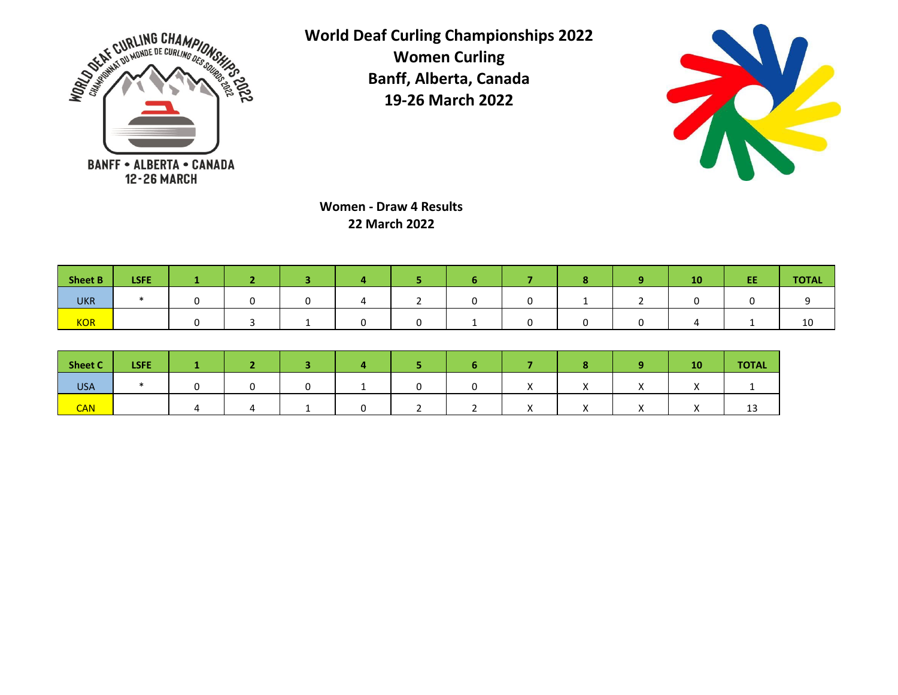**World Deaf Curling Championships 2022**
**Women Curling**
**Banff, Alberta, Canada**
**19-26 March 2022**

**Women - Draw 4 Results**
**22 March 2022**

| Sheet B | LSFE | 1 | 2 | 3 | 4 | 5 | 6 | 7 | 8 | 9 | 10 | EE | TOTAL |
|---|---|---|---|---|---|---|---|---|---|---|---|---|---|
| UKR | * | 0 | 0 | 0 | 4 | 2 | 0 | 0 | 1 | 2 | 0 | 0 | 9 |
| KOR | | 0 | 3 | 1 | 0 | 0 | 1 | 0 | 0 | 0 | 4 | 1 | 10 |

| Sheet C | LSFE | 1 | 2 | 3 | 4 | 5 | 6 | 7 | 8 | 9 | 10 | TOTAL |
|---|---|---|---|---|---|---|---|---|---|---|---|---|
| USA | * | 0 | 0 | 0 | 1 | 0 | 0 | X | X | X | X | 1 |
| CAN | | 4 | 4 | 1 | 0 | 2 | 2 | X | X | X | X | 13 |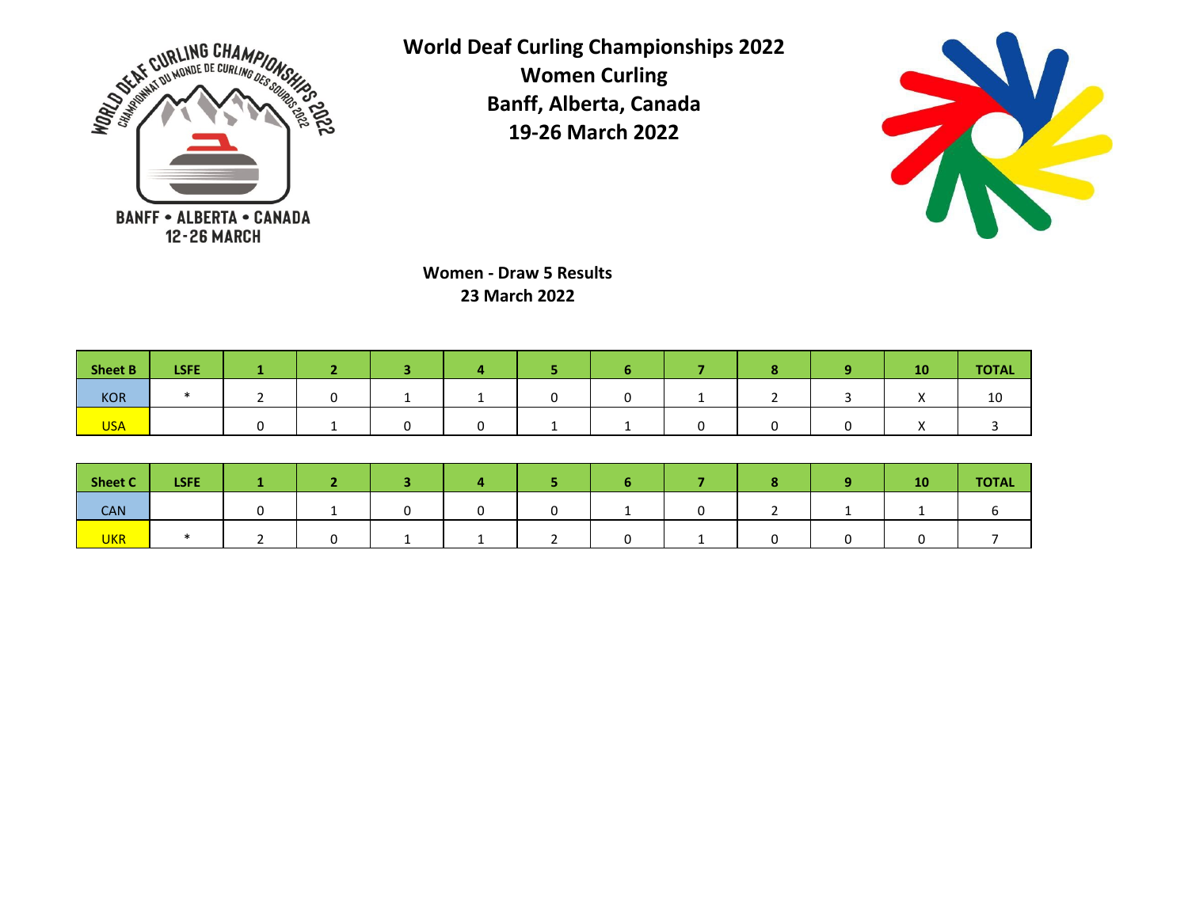# World Deaf Curling Championships 2022
## Women Curling
## Banff, Alberta, Canada
## 19-26 March 2022

**Women - Draw 5 Results**
**23 March 2022**

| Sheet B | LSFE | 1 | 2 | 3 | 4 | 5 | 6 | 7 | 8 | 9 | 10 | TOTAL |
|---|---|---|---|---|---|---|---|---|---|---|---|---|
| KOR | * | 2 | 0 | 1 | 1 | 0 | 0 | 1 | 2 | 3 | X | 10 |
| USA | | 0 | 1 | 0 | 0 | 1 | 1 | 0 | 0 | 0 | X | 3 |

| Sheet C | LSFE | 1 | 2 | 3 | 4 | 5 | 6 | 7 | 8 | 9 | 10 | TOTAL |
|---|---|---|---|---|---|---|---|---|---|---|---|---|
| CAN | | 0 | 1 | 0 | 0 | 0 | 1 | 0 | 2 | 1 | 1 | 6 |
| UKR | * | 2 | 0 | 1 | 1 | 2 | 0 | 1 | 0 | 0 | 0 | 7 |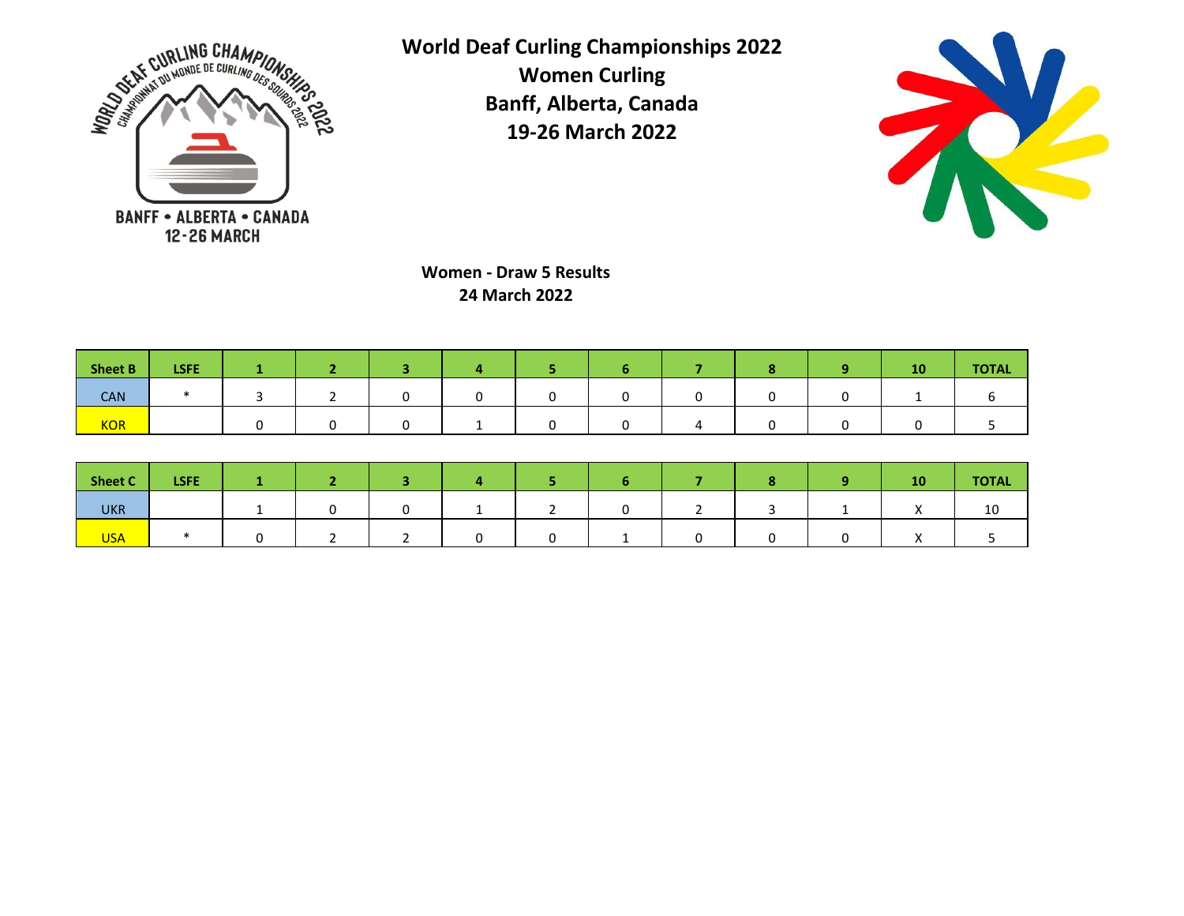# World Deaf Curling Championships 2022

## Women Curling

## Banff, Alberta, Canada

## 19-26 March 2022

BANFF • ALBERTA • CANADA
12-26 MARCH

### Women - Draw 5 Results

### 24 March 2022

| Sheet B | LSFE | 1 | 2 | 3 | 4 | 5 | 6 | 7 | 8 | 9 | 10 | TOTAL |
|---|---|---|---|---|---|---|---|---|---|---|---|---|
| CAN | * | 3 | 2 | 0 | 0 | 0 | 0 | 0 | 0 | 0 | 1 | 6 |
| KOR | | 0 | 0 | 0 | 1 | 0 | 0 | 4 | 0 | 0 | 0 | 5 |

| Sheet C | LSFE | 1 | 2 | 3 | 4 | 5 | 6 | 7 | 8 | 9 | 10 | TOTAL |
|---|---|---|---|---|---|---|---|---|---|---|---|---|
| UKR | | 1 | 0 | 0 | 1 | 2 | 0 | 2 | 3 | 1 | X | 10 |
| USA | * | 0 | 2 | 2 | 0 | 0 | 1 | 0 | 0 | 0 | X | 5 |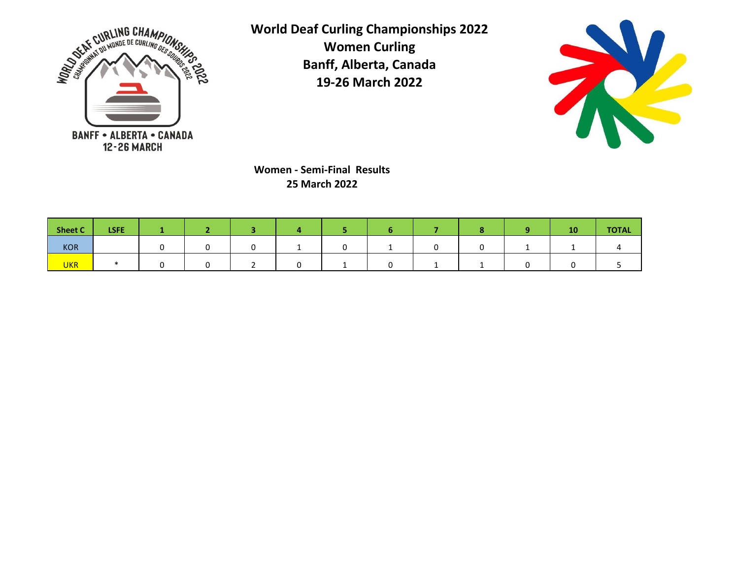# World Deaf Curling Championships 2022

## Women Curling

## Banff, Alberta, Canada

## 19-26 March 2022

### Women - Semi-Final Results

### 25 March 2022

| Sheet C | LSFE | 1 | 2 | 3 | 4 | 5 | 6 | 7 | 8 | 9 | 10 | TOTAL |
|---|---|---|---|---|---|---|---|---|---|---|---|---|
| KOR | | 0 | 0 | 0 | 1 | 0 | 1 | 0 | 0 | 1 | 1 | 4 |
| UKR | * | 0 | 0 | 2 | 0 | 1 | 0 | 1 | 1 | 0 | 0 | 5 |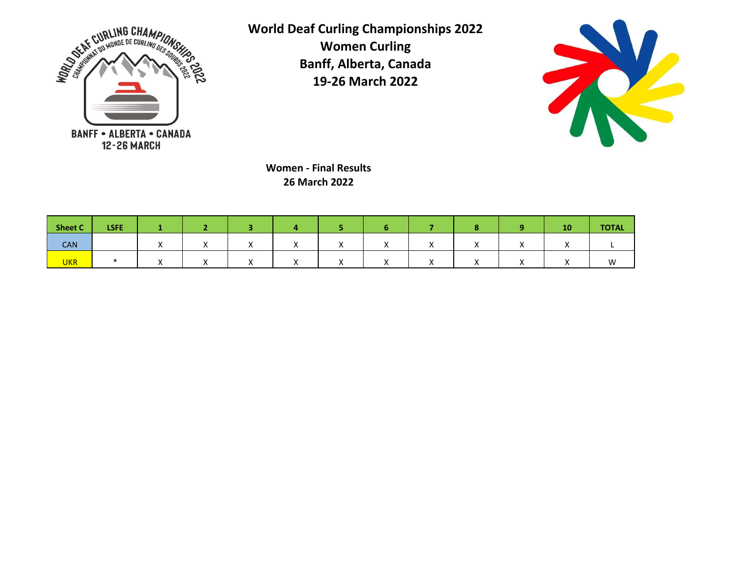**World Deaf Curling Championships 2022**
**Women Curling**
**Banff, Alberta, Canada**
**19-26 March 2022**

**Women - Final Results**
**26 March 2022**

| Sheet C | LSFE | 1 | 2 | 3 | 4 | 5 | 6 | 7 | 8 | 9 | 10 | TOTAL |
|---|---|---|---|---|---|---|---|---|---|---|---|---|
| CAN | | X | X | X | X | X | X | X | X | X | X | L |
| UKR | * | X | X | X | X | X | X | X | X | X | X | W |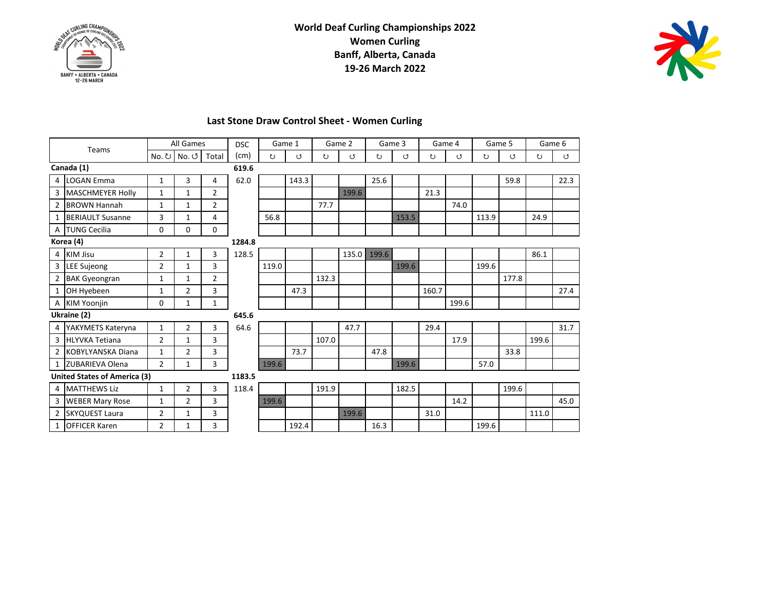**World Deaf Curling Championships 2022**
**Women Curling**
**Banff, Alberta, Canada**
**19-26 March 2022**

## Last Stone Draw Control Sheet - Women Curling

| Teams | | All Games | | | DSC | Game 1 | | Game 2 | | Game 3 | | Game 4 | | Game 5 | | Game 6 | |
|---|---|---|---|---|---|---|---|---|---|---|---|---|---|---|---|---|---|
| | | No. ↻ | No. ↺ | Total | (cm) | ↻ | ↺ | ↻ | ↺ | ↻ | ↺ | ↻ | ↺ | ↻ | ↺ | ↻ | ↺ |
| **Canada (1)** | | | | | **619.6** | | | | | | | | | | | | |
| 4 | LOGAN Emma | 1 | 3 | 4 | 62.0 | | 143.3 | | | 25.6 | | | | | 59.8 | | 22.3 |
| 3 | MASCHMEYER Holly | 1 | 1 | 2 | | | | | 199.6 | | | 21.3 | | | | | |
| 2 | BROWN Hannah | 1 | 1 | 2 | | | | 77.7 | | | | | 74.0 | | | | |
| 1 | BERIAULT Susanne | 3 | 1 | 4 | | 56.8 | | | | | 153.5 | | | 113.9 | | 24.9 | |
| A | TUNG Cecilia | 0 | 0 | 0 | | | | | | | | | | | | | |
| **Korea (4)** | | | | | **1284.8** | | | | | | | | | | | | |
| 4 | KIM Jisu | 2 | 1 | 3 | 128.5 | | | | 135.0 | 199.6 | | | | | | 86.1 | |
| 3 | LEE Sujeong | 2 | 1 | 3 | | 119.0 | | | | | 199.6 | | | 199.6 | | | |
| 2 | BAK Gyeongran | 1 | 1 | 2 | | | | 132.3 | | | | | | | 177.8 | | |
| 1 | OH Hyebeen | 1 | 2 | 3 | | | 47.3 | | | | | 160.7 | | | | | 27.4 |
| A | KIM Yoonjin | 0 | 1 | 1 | | | | | | | | | 199.6 | | | | |
| **Ukraine (2)** | | | | | **645.6** | | | | | | | | | | | | |
| 4 | YAKYMETS Kateryna | 1 | 2 | 3 | 64.6 | | | | 47.7 | | | 29.4 | | | | | 31.7 |
| 3 | HLYVKA Tetiana | 2 | 1 | 3 | | | | 107.0 | | | | | 17.9 | | | 199.6 | |
| 2 | KOBYLYANSKA Diana | 1 | 2 | 3 | | | 73.7 | | | 47.8 | | | | | 33.8 | | |
| 1 | ZUBARIEVA Olena | 2 | 1 | 3 | | 199.6 | | | | | 199.6 | | | 57.0 | | | |
| **United States of America (3)** | | | | | **1183.5** | | | | | | | | | | | | |
| 4 | MATTHEWS Liz | 1 | 2 | 3 | 118.4 | | | 191.9 | | | 182.5 | | | | 199.6 | | |
| 3 | WEBER Mary Rose | 1 | 2 | 3 | | 199.6 | | | | | | | 14.2 | | | | 45.0 |
| 2 | SKYQUEST Laura | 2 | 1 | 3 | | | | | 199.6 | | | 31.0 | | | | 111.0 | |
| 1 | OFFICER Karen | 2 | 1 | 3 | | | 192.4 | | | 16.3 | | | | 199.6 | | | |